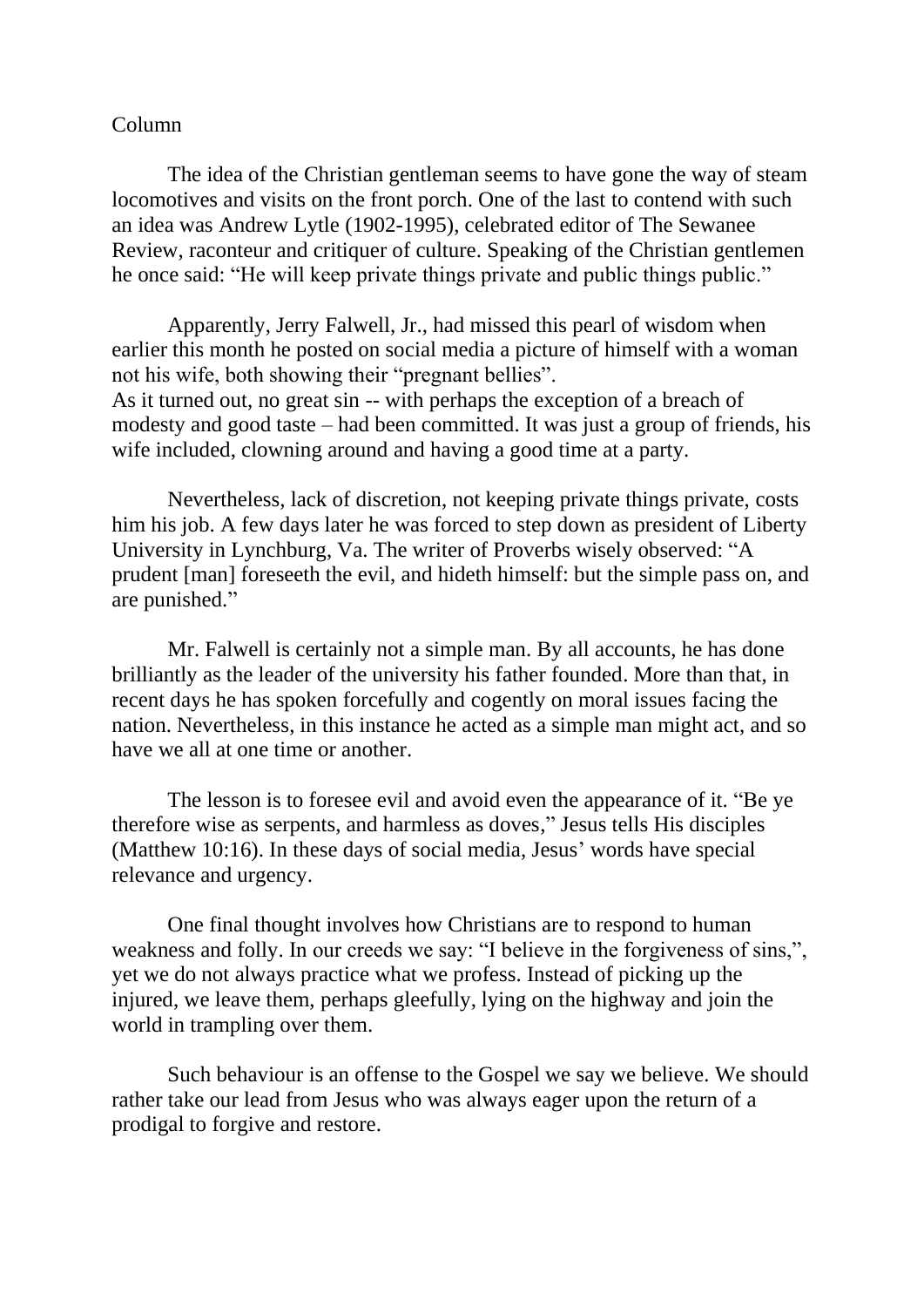Column

The idea of the Christian gentleman seems to have gone the way of steam locomotives and visits on the front porch. One of the last to contend with such an idea was Andrew Lytle (1902-1995), celebrated editor of The Sewanee Review, raconteur and critiquer of culture. Speaking of the Christian gentlemen he once said: “He will keep private things private and public things public.”

Apparently, Jerry Falwell, Jr., had missed this pearl of wisdom when earlier this month he posted on social media a picture of himself with a woman not his wife, both showing their “pregnant bellies”.
As it turned out, no great sin -- with perhaps the exception of a breach of modesty and good taste – had been committed. It was just a group of friends, his wife included, clowning around and having a good time at a party.

Nevertheless, lack of discretion, not keeping private things private, costs him his job. A few days later he was forced to step down as president of Liberty University in Lynchburg, Va. The writer of Proverbs wisely observed: “A prudent [man] foreseeth the evil, and hideth himself: but the simple pass on, and are punished.”

Mr. Falwell is certainly not a simple man. By all accounts, he has done brilliantly as the leader of the university his father founded. More than that, in recent days he has spoken forcefully and cogently on moral issues facing the nation. Nevertheless, in this instance he acted as a simple man might act, and so have we all at one time or another.

The lesson is to foresee evil and avoid even the appearance of it. “Be ye therefore wise as serpents, and harmless as doves,” Jesus tells His disciples (Matthew 10:16). In these days of social media, Jesus’ words have special relevance and urgency.

One final thought involves how Christians are to respond to human weakness and folly. In our creeds we say: “I believe in the forgiveness of sins,”, yet we do not always practice what we profess. Instead of picking up the injured, we leave them, perhaps gleefully, lying on the highway and join the world in trampling over them.

Such behaviour is an offense to the Gospel we say we believe. We should rather take our lead from Jesus who was always eager upon the return of a prodigal to forgive and restore.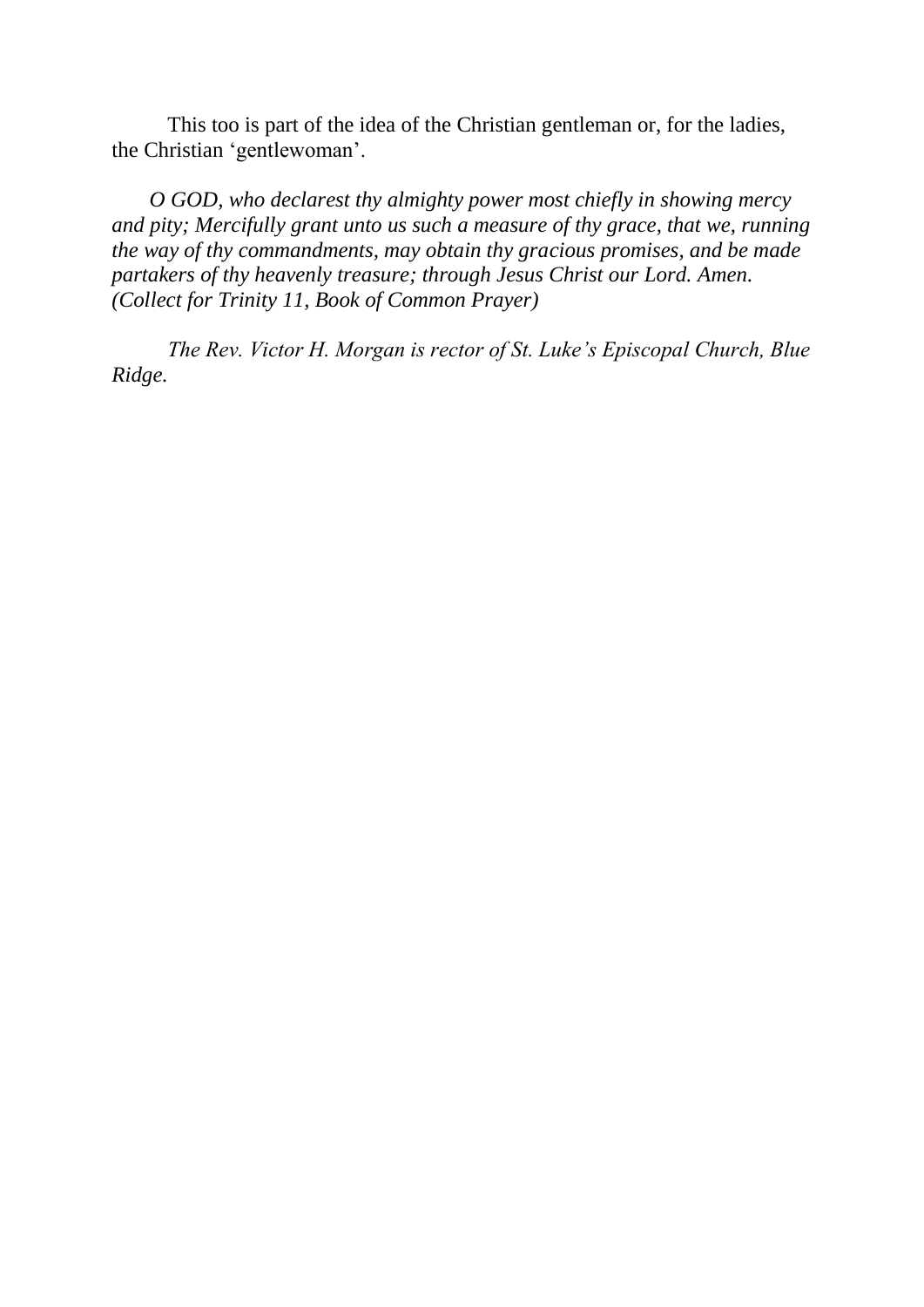This too is part of the idea of the Christian gentleman or, for the ladies, the Christian 'gentlewoman'.

*O GOD, who declarest thy almighty power most chiefly in showing mercy and pity; Mercifully grant unto us such a measure of thy grace, that we, running the way of thy commandments, may obtain thy gracious promises, and be made partakers of thy heavenly treasure; through Jesus Christ our Lord. Amen. (Collect for Trinity 11, Book of Common Prayer)*

*The Rev. Victor H. Morgan is rector of St. Luke's Episcopal Church, Blue Ridge.*